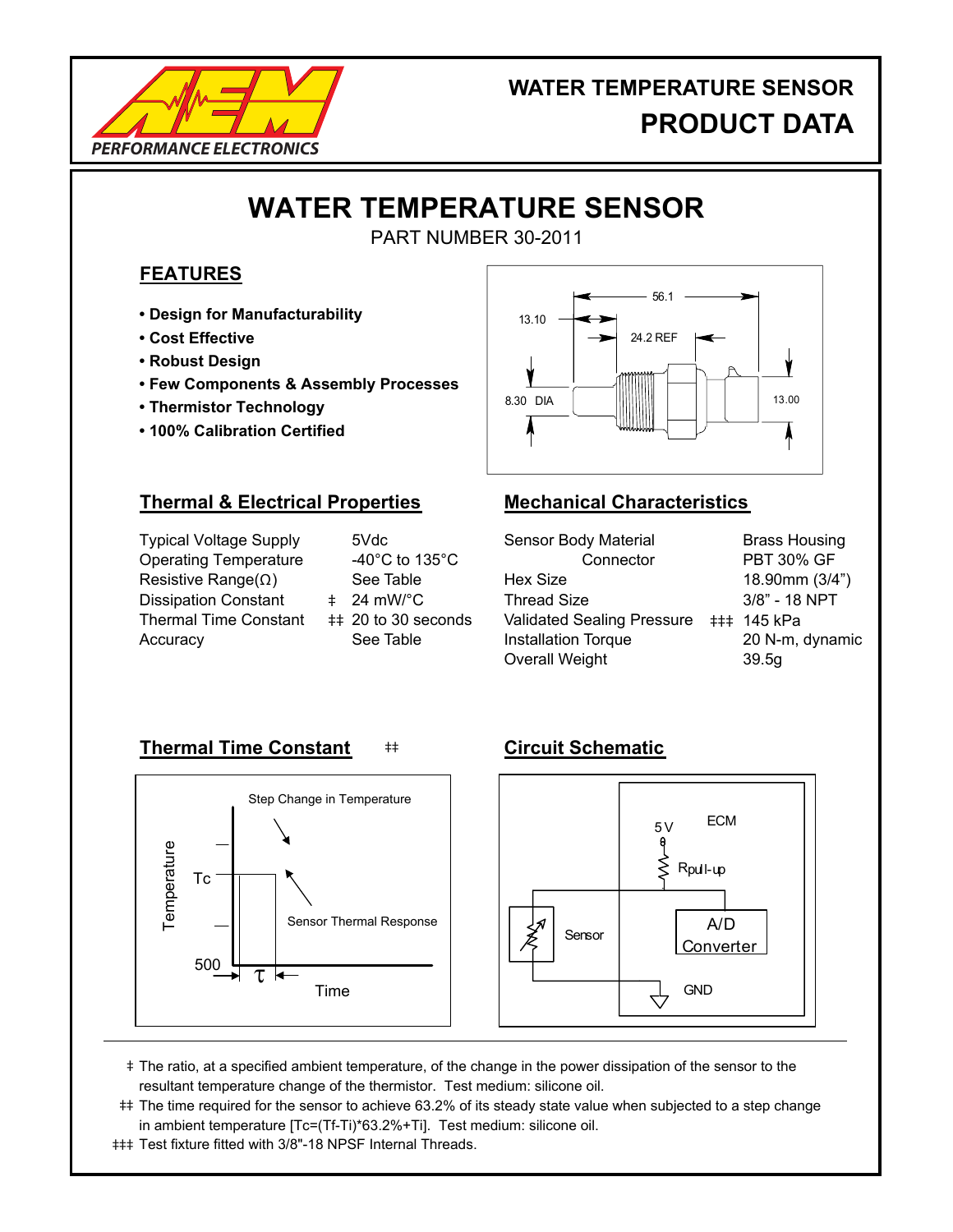WATER TEMPERATURE SENSOR

PRODUCT DATA

# WATER TEMPERATURE SENSOR

PART NUMBER 30-2011

## FEATURES

- **Design for Manufacturability**
- **Cost Effective**
- **Robust Design**
- **Few Components & Assembly Processes**
- **Thermistor Technology**
- **100% Calibration Certified**

## Thermal & Electrical Properties

| | | |
|---|---|---|
| Typical Voltage Supply | | 5Vdc |
| Operating Temperature | | -40°C to 135°C |
| Resistive Range(Ω) | | See Table |
| Dissipation Constant | ‡ | 24 mW/°C |
| Thermal Time Constant | ‡‡ | 20 to 30 seconds |
| Accuracy | | See Table |

## Mechanical Characteristics

| | | |
|---|---|---|
| Sensor Body Material | | Brass Housing |
| Connector | | PBT 30% GF |
| Hex Size | | 18.90mm (3/4") |
| Thread Size | | 3/8" - 18 NPT |
| Validated Sealing Pressure | ‡‡‡ | 145 kPa |
| Installation Torque | | 20 N-m, dynamic |
| Overall Weight | | 39.5g |

## Thermal Time Constant ‡‡

## Circuit Schematic

---

‡ The ratio, at a specified ambient temperature, of the change in the power dissipation of the sensor to the resultant temperature change of the thermistor. Test medium: silicone oil.

‡‡ The time required for the sensor to achieve 63.2% of its steady state value when subjected to a step change in ambient temperature [Tc=(Tf-Ti)*63.2%+Ti]. Test medium: silicone oil.

‡‡‡ Test fixture fitted with 3/8"-18 NPSF Internal Threads.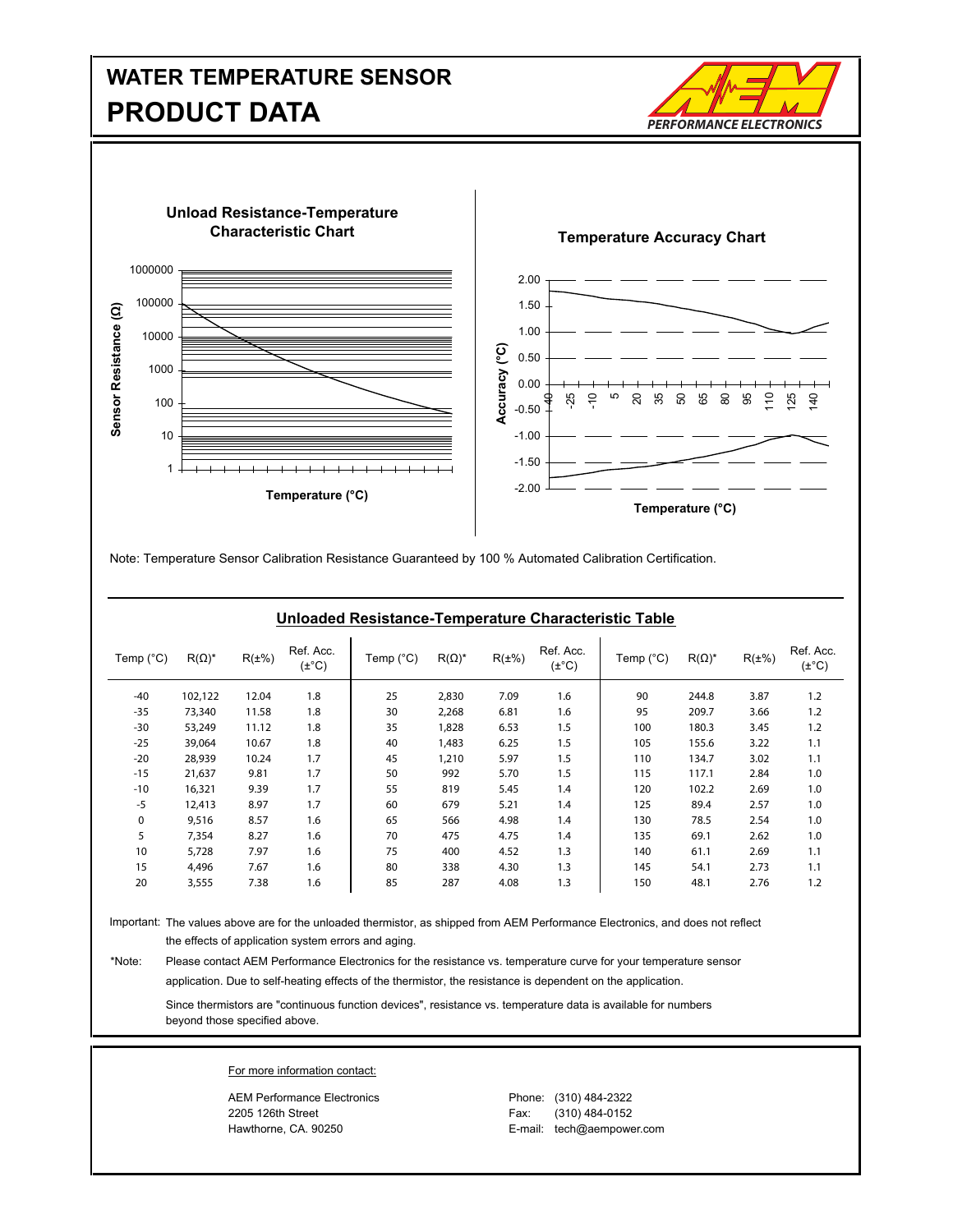# WATER TEMPERATURE SENSOR
# PRODUCT DATA

PERFORMANCE ELECTRONICS

**Unload Resistance-Temperature Characteristic Chart**

1000000
100000
10000
1000
100
10
1

Sensor Resistance (Ω)

Temperature (°C)

**Temperature Accuracy Chart**

2.00
1.50
1.00
0.50
0.00
-0.50
-1.00
-1.50
-2.00

Accuracy (°C)

-40 -25 -10 5 20 35 50 65 80 95 110 125 140

Temperature (°C)

Note: Temperature Sensor Calibration Resistance Guaranteed by 100 % Automated Calibration Certification.

## Unloaded Resistance-Temperature Characteristic Table

| Temp (°C) | R(Ω)* | R(±%) | Ref. Acc. (±°C) | Temp (°C) | R(Ω)* | R(±%) | Ref. Acc. (±°C) | Temp (°C) | R(Ω)* | R(±%) | Ref. Acc. (±°C) |
|---|---|---|---|---|---|---|---|---|---|---|---|
| -40 | 102,122 | 12.04 | 1.8 | 25 | 2,830 | 7.09 | 1.6 | 90 | 244.8 | 3.87 | 1.2 |
| -35 | 73,340 | 11.58 | 1.8 | 30 | 2,268 | 6.81 | 1.6 | 95 | 209.7 | 3.66 | 1.2 |
| -30 | 53,249 | 11.12 | 1.8 | 35 | 1,828 | 6.53 | 1.5 | 100 | 180.3 | 3.45 | 1.2 |
| -25 | 39,064 | 10.67 | 1.8 | 40 | 1,483 | 6.25 | 1.5 | 105 | 155.6 | 3.22 | 1.1 |
| -20 | 28,939 | 10.24 | 1.7 | 45 | 1,210 | 5.97 | 1.5 | 110 | 134.7 | 3.02 | 1.1 |
| -15 | 21,637 | 9.81 | 1.7 | 50 | 992 | 5.70 | 1.5 | 115 | 117.1 | 2.84 | 1.0 |
| -10 | 16,321 | 9.39 | 1.7 | 55 | 819 | 5.45 | 1.4 | 120 | 102.2 | 2.69 | 1.0 |
| -5 | 12,413 | 8.97 | 1.7 | 60 | 679 | 5.21 | 1.4 | 125 | 89.4 | 2.57 | 1.0 |
| 0 | 9,516 | 8.57 | 1.6 | 65 | 566 | 4.98 | 1.4 | 130 | 78.5 | 2.54 | 1.0 |
| 5 | 7,354 | 8.27 | 1.6 | 70 | 475 | 4.75 | 1.4 | 135 | 69.1 | 2.62 | 1.0 |
| 10 | 5,728 | 7.97 | 1.6 | 75 | 400 | 4.52 | 1.3 | 140 | 61.1 | 2.69 | 1.1 |
| 15 | 4,496 | 7.67 | 1.6 | 80 | 338 | 4.30 | 1.3 | 145 | 54.1 | 2.73 | 1.1 |
| 20 | 3,555 | 7.38 | 1.6 | 85 | 287 | 4.08 | 1.3 | 150 | 48.1 | 2.76 | 1.2 |

Important: The values above are for the unloaded thermistor, as shipped from AEM Performance Electronics, and does not reflect the effects of application system errors and aging.

*Note: Please contact AEM Performance Electronics for the resistance vs. temperature curve for your temperature sensor application. Due to self-heating effects of the thermistor, the resistance is dependent on the application.

Since thermistors are "continuous function devices", resistance vs. temperature data is available for numbers beyond those specified above.

For more information contact:

AEM Performance Electronics
2205 126th Street
Hawthorne, CA. 90250

Phone: (310) 484-2322
Fax: (310) 484-0152
E-mail: tech@aempower.com